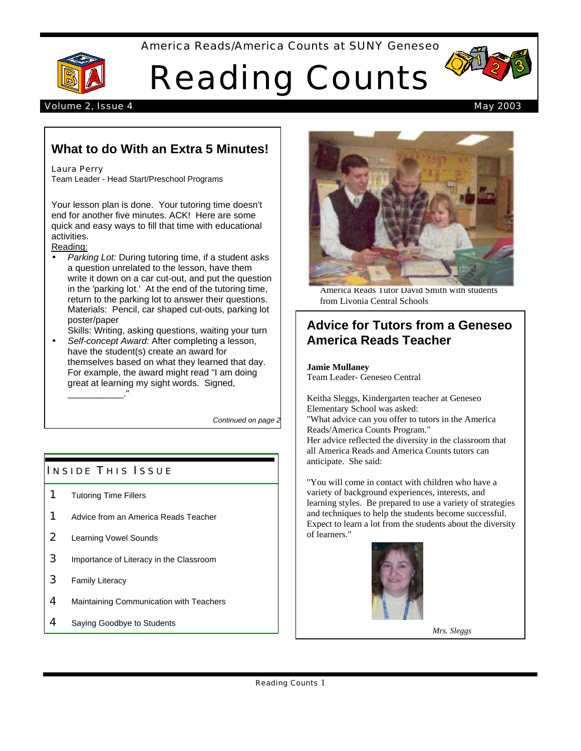America Reads/America Counts at SUNY Geneseo

# Reading Counts

Volume 2, Issue 4 — May 2003

## What to do With an Extra 5 Minutes!

Laura Perry
Team Leader - Head Start/Preschool Programs

Your lesson plan is done. Your tutoring time doesn't end for another five minutes. ACK! Here are some quick and easy ways to fill that time with educational activities.

Reading:

- *Parking Lot:* During tutoring time, if a student asks a question unrelated to the lesson, have them write it down on a car cut-out, and put the question in the 'parking lot.' At the end of the tutoring time, return to the parking lot to answer their questions. Materials: Pencil, car shaped cut-outs, parking lot poster/paper
  Skills: Writing, asking questions, waiting your turn
- *Self-concept Award*: After completing a lesson, have the student(s) create an award for themselves based on what they learned that day. For example, the award might read "I am doing great at learning my sight words. Signed, ___________."

*Continued on page 2*

### Inside This Issue

| | |
|---|---|
| 1 | Tutoring Time Fillers |
| 1 | Advice from an America Reads Teacher |
| 2 | Learning Vowel Sounds |
| 3 | Importance of Literacy in the Classroom |
| 3 | Family Literacy |
| 4 | Maintaining Communication with Teachers |
| 4 | Saying Goodbye to Students |

America Reads Tutor David Smith with students from Livonia Central Schools

## Advice for Tutors from a Geneseo America Reads Teacher

**Jamie Mullaney**
Team Leader- Geneseo Central

Keitha Sleggs, Kindergarten teacher at Geneseo Elementary School was asked:
"What advice can you offer to tutors in the America Reads/America Counts Program."
Her advice reflected the diversity in the classroom that all America Reads and America Counts tutors can anticipate. She said:

"You will come in contact with children who have a variety of background experiences, interests, and learning styles. Be prepared to use a variety of strategies and techniques to help the students become successful. Expect to learn a lot from the students about the diversity of learners."

*Mrs. Sleggs*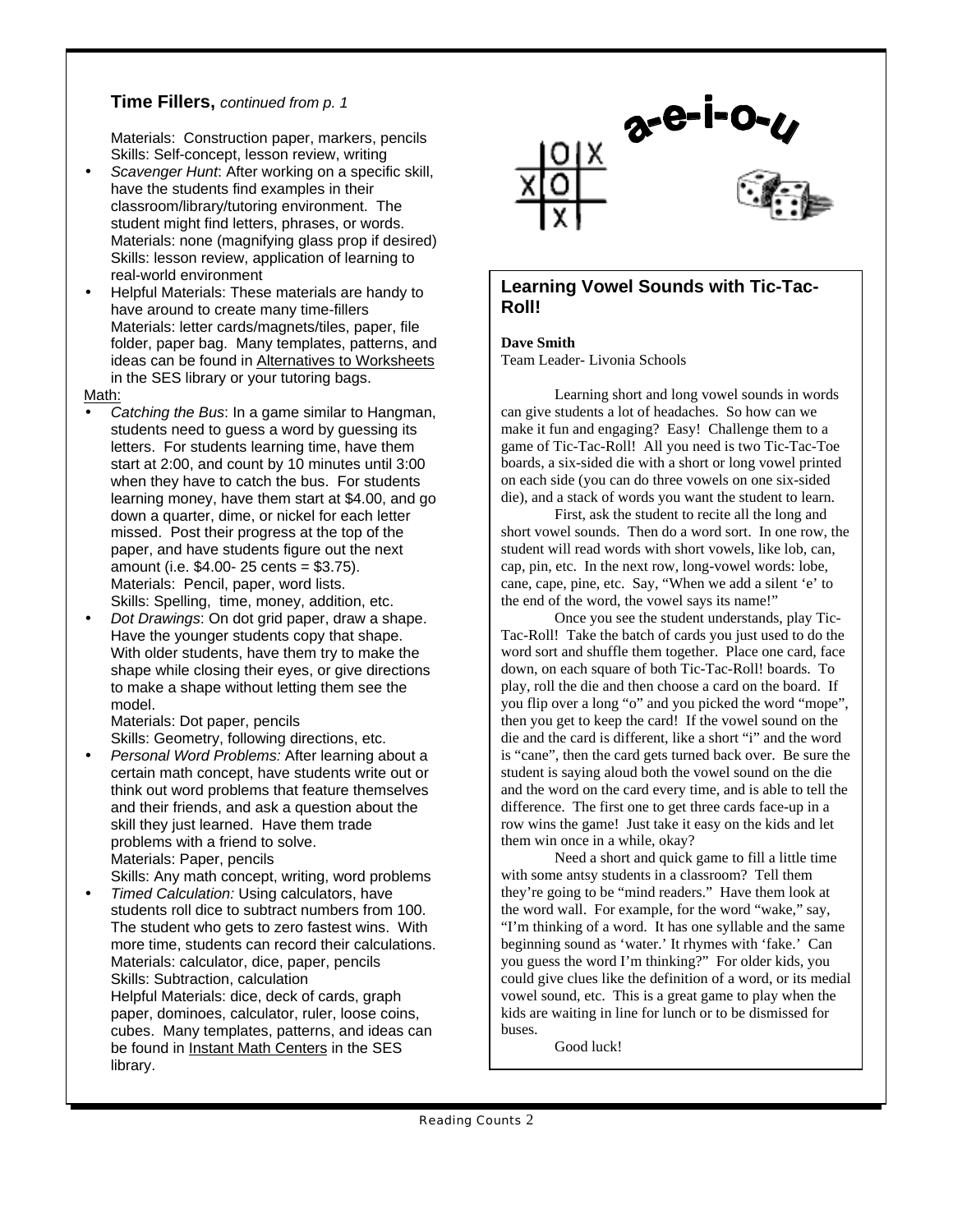## Time Fillers, *continued from p. 1*

Materials: Construction paper, markers, pencils
Skills: Self-concept, lesson review, writing

- *Scavenger Hunt*: After working on a specific skill, have the students find examples in their classroom/library/tutoring environment. The student might find letters, phrases, or words.
  Materials: none (magnifying glass prop if desired)
  Skills: lesson review, application of learning to real-world environment
- Helpful Materials: These materials are handy to have around to create many time-fillers
  Materials: letter cards/magnets/tiles, paper, file folder, paper bag. Many templates, patterns, and ideas can be found in Alternatives to Worksheets in the SES library or your tutoring bags.

Math:

- *Catching the Bus*: In a game similar to Hangman, students need to guess a word by guessing its letters. For students learning time, have them start at 2:00, and count by 10 minutes until 3:00 when they have to catch the bus. For students learning money, have them start at $4.00, and go down a quarter, dime, or nickel for each letter missed. Post their progress at the top of the paper, and have students figure out the next amount (i.e. $4.00- 25 cents = $3.75).
  Materials: Pencil, paper, word lists.
  Skills: Spelling, time, money, addition, etc.
- *Dot Drawings*: On dot grid paper, draw a shape. Have the younger students copy that shape. With older students, have them try to make the shape while closing their eyes, or give directions to make a shape without letting them see the model.
  Materials: Dot paper, pencils
  Skills: Geometry, following directions, etc.
- *Personal Word Problems:* After learning about a certain math concept, have students write out or think out word problems that feature themselves and their friends, and ask a question about the skill they just learned. Have them trade problems with a friend to solve.
  Materials: Paper, pencils
  Skills: Any math concept, writing, word problems
- *Timed Calculation:* Using calculators, have students roll dice to subtract numbers from 100. The student who gets to zero fastest wins. With more time, students can record their calculations.
  Materials: calculator, dice, paper, pencils
  Skills: Subtraction, calculation
  Helpful Materials: dice, deck of cards, graph paper, dominoes, calculator, ruler, loose coins, cubes. Many templates, patterns, and ideas can be found in Instant Math Centers in the SES library.

a-e-i-o-u

## Learning Vowel Sounds with Tic-Tac-Roll!

**Dave Smith**
Team Leader- Livonia Schools

Learning short and long vowel sounds in words can give students a lot of headaches. So how can we make it fun and engaging? Easy! Challenge them to a game of Tic-Tac-Roll! All you need is two Tic-Tac-Toe boards, a six-sided die with a short or long vowel printed on each side (you can do three vowels on one six-sided die), and a stack of words you want the student to learn.

First, ask the student to recite all the long and short vowel sounds. Then do a word sort. In one row, the student will read words with short vowels, like lob, can, cap, pin, etc. In the next row, long-vowel words: lobe, cane, cape, pine, etc. Say, "When we add a silent 'e' to the end of the word, the vowel says its name!"

Once you see the student understands, play Tic-Tac-Roll! Take the batch of cards you just used to do the word sort and shuffle them together. Place one card, face down, on each square of both Tic-Tac-Roll! boards. To play, roll the die and then choose a card on the board. If you flip over a long "o" and you picked the word "mope", then you get to keep the card! If the vowel sound on the die and the card is different, like a short "i" and the word is "cane", then the card gets turned back over. Be sure the student is saying aloud both the vowel sound on the die and the word on the card every time, and is able to tell the difference. The first one to get three cards face-up in a row wins the game! Just take it easy on the kids and let them win once in a while, okay?

Need a short and quick game to fill a little time with some antsy students in a classroom? Tell them they're going to be "mind readers." Have them look at the word wall. For example, for the word "wake," say, "I'm thinking of a word. It has one syllable and the same beginning sound as 'water.' It rhymes with 'fake.' Can you guess the word I'm thinking?" For older kids, you could give clues like the definition of a word, or its medial vowel sound, etc. This is a great game to play when the kids are waiting in line for lunch or to be dismissed for buses.

Good luck!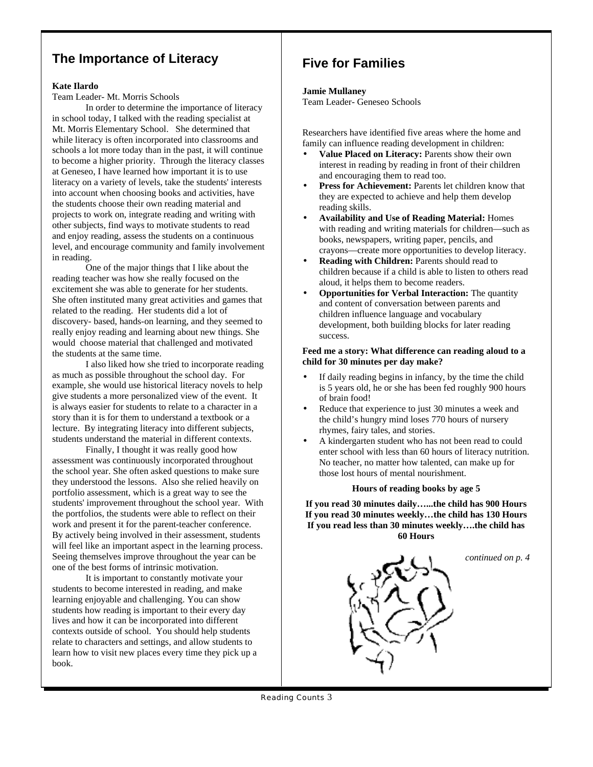## The Importance of Literacy

**Kate Ilardo**
Team Leader- Mt. Morris Schools

In order to determine the importance of literacy in school today, I talked with the reading specialist at Mt. Morris Elementary School. She determined that while literacy is often incorporated into classrooms and schools a lot more today than in the past, it will continue to become a higher priority. Through the literacy classes at Geneseo, I have learned how important it is to use literacy on a variety of levels, take the students' interests into account when choosing books and activities, have the students choose their own reading material and projects to work on, integrate reading and writing with other subjects, find ways to motivate students to read and enjoy reading, assess the students on a continuous level, and encourage community and family involvement in reading.

One of the major things that I like about the reading teacher was how she really focused on the excitement she was able to generate for her students. She often instituted many great activities and games that related to the reading. Her students did a lot of discovery- based, hands-on learning, and they seemed to really enjoy reading and learning about new things. She would choose material that challenged and motivated the students at the same time.

I also liked how she tried to incorporate reading as much as possible throughout the school day. For example, she would use historical literacy novels to help give students a more personalized view of the event. It is always easier for students to relate to a character in a story than it is for them to understand a textbook or a lecture. By integrating literacy into different subjects, students understand the material in different contexts.

Finally, I thought it was really good how assessment was continuously incorporated throughout the school year. She often asked questions to make sure they understood the lessons. Also she relied heavily on portfolio assessment, which is a great way to see the students' improvement throughout the school year. With the portfolios, the students were able to reflect on their work and present it for the parent-teacher conference. By actively being involved in their assessment, students will feel like an important aspect in the learning process. Seeing themselves improve throughout the year can be one of the best forms of intrinsic motivation.

It is important to constantly motivate your students to become interested in reading, and make learning enjoyable and challenging. You can show students how reading is important to their every day lives and how it can be incorporated into different contexts outside of school. You should help students relate to characters and settings, and allow students to learn how to visit new places every time they pick up a book.

## Five for Families

**Jamie Mullaney**
Team Leader- Geneseo Schools

Researchers have identified five areas where the home and family can influence reading development in children:

- **Value Placed on Literacy:** Parents show their own interest in reading by reading in front of their children and encouraging them to read too.
- **Press for Achievement:** Parents let children know that they are expected to achieve and help them develop reading skills.
- **Availability and Use of Reading Material:** Homes with reading and writing materials for children—such as books, newspapers, writing paper, pencils, and crayons—create more opportunities to develop literacy.
- **Reading with Children:** Parents should read to children because if a child is able to listen to others read aloud, it helps them to become readers.
- **Opportunities for Verbal Interaction:** The quantity and content of conversation between parents and children influence language and vocabulary development, both building blocks for later reading success.

**Feed me a story: What difference can reading aloud to a child for 30 minutes per day make?**

- If daily reading begins in infancy, by the time the child is 5 years old, he or she has been fed roughly 900 hours of brain food!
- Reduce that experience to just 30 minutes a week and the child's hungry mind loses 770 hours of nursery rhymes, fairy tales, and stories.
- A kindergarten student who has not been read to could enter school with less than 60 hours of literacy nutrition. No teacher, no matter how talented, can make up for those lost hours of mental nourishment.

**Hours of reading books by age 5**

**If you read 30 minutes daily…...the child has 900 Hours**
**If you read 30 minutes weekly…the child has 130 Hours**
**If you read less than 30 minutes weekly….the child has 60 Hours**

*continued on p. 4*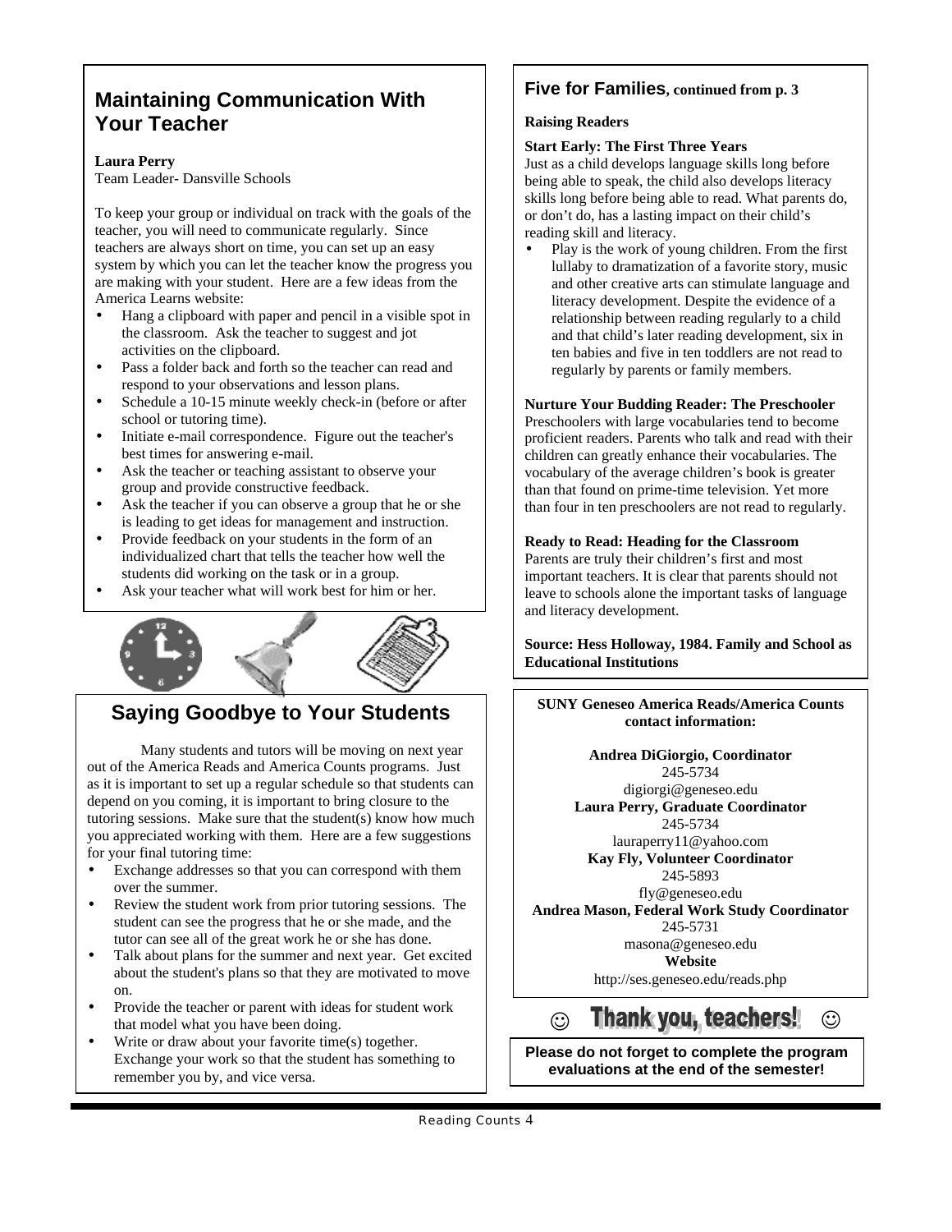## Maintaining Communication With Your Teacher

**Laura Perry**
Team Leader- Dansville Schools

To keep your group or individual on track with the goals of the teacher, you will need to communicate regularly. Since teachers are always short on time, you can set up an easy system by which you can let the teacher know the progress you are making with your student. Here are a few ideas from the America Learns website:

- Hang a clipboard with paper and pencil in a visible spot in the classroom. Ask the teacher to suggest and jot activities on the clipboard.
- Pass a folder back and forth so the teacher can read and respond to your observations and lesson plans.
- Schedule a 10-15 minute weekly check-in (before or after school or tutoring time).
- Initiate e-mail correspondence. Figure out the teacher's best times for answering e-mail.
- Ask the teacher or teaching assistant to observe your group and provide constructive feedback.
- Ask the teacher if you can observe a group that he or she is leading to get ideas for management and instruction.
- Provide feedback on your students in the form of an individualized chart that tells the teacher how well the students did working on the task or in a group.
- Ask your teacher what will work best for him or her.

## Saying Goodbye to Your Students

Many students and tutors will be moving on next year out of the America Reads and America Counts programs. Just as it is important to set up a regular schedule so that students can depend on you coming, it is important to bring closure to the tutoring sessions. Make sure that the student(s) know how much you appreciated working with them. Here are a few suggestions for your final tutoring time:

- Exchange addresses so that you can correspond with them over the summer.
- Review the student work from prior tutoring sessions. The student can see the progress that he or she made, and the tutor can see all of the great work he or she has done.
- Talk about plans for the summer and next year. Get excited about the student's plans so that they are motivated to move on.
- Provide the teacher or parent with ideas for student work that model what you have been doing.
- Write or draw about your favorite time(s) together. Exchange your work so that the student has something to remember you by, and vice versa.

## Five for Families, continued from p. 3

**Raising Readers**

**Start Early: The First Three Years**
Just as a child develops language skills long before being able to speak, the child also develops literacy skills long before being able to read. What parents do, or don't do, has a lasting impact on their child's reading skill and literacy.

- Play is the work of young children. From the first lullaby to dramatization of a favorite story, music and other creative arts can stimulate language and literacy development. Despite the evidence of a relationship between reading regularly to a child and that child's later reading development, six in ten babies and five in ten toddlers are not read to regularly by parents or family members.

**Nurture Your Budding Reader: The Preschooler**
Preschoolers with large vocabularies tend to become proficient readers. Parents who talk and read with their children can greatly enhance their vocabularies. The vocabulary of the average children's book is greater than that found on prime-time television. Yet more than four in ten preschoolers are not read to regularly.

**Ready to Read: Heading for the Classroom**
Parents are truly their children's first and most important teachers. It is clear that parents should not leave to schools alone the important tasks of language and literacy development.

**Source: Hess Holloway, 1984. Family and School as Educational Institutions**

**SUNY Geneseo America Reads/America Counts contact information:**

**Andrea DiGiorgio, Coordinator**
245-5734
digiorgi@geneseo.edu

**Laura Perry, Graduate Coordinator**
245-5734
lauraperry11@yahoo.com

**Kay Fly, Volunteer Coordinator**
245-5893
fly@geneseo.edu

**Andrea Mason, Federal Work Study Coordinator**
245-5731
masona@geneseo.edu

**Website**
http://ses.geneseo.edu/reads.php

☺ **Thank you, teachers!** ☺

**Please do not forget to complete the program evaluations at the end of the semester!**